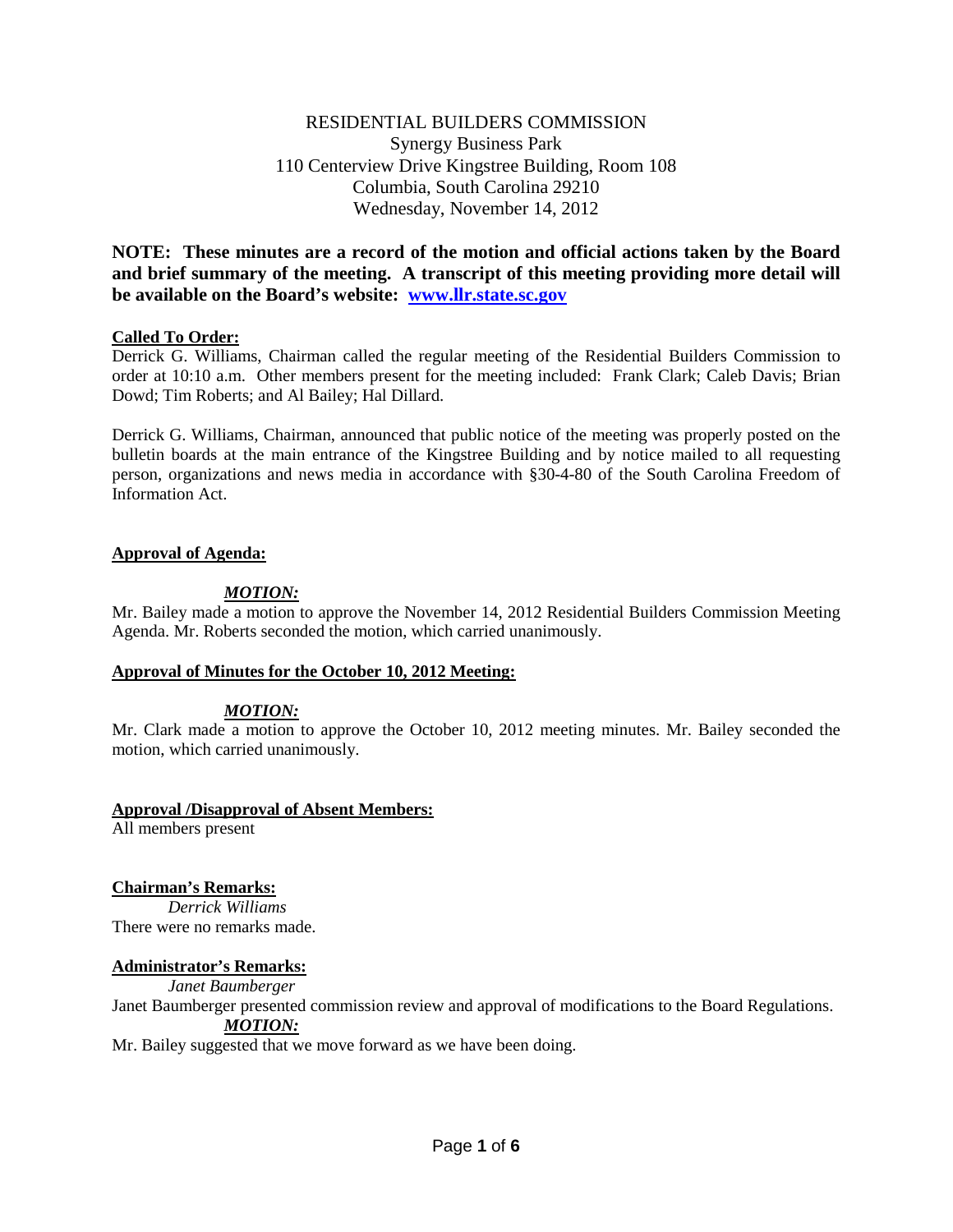RESIDENTIAL BUILDERS COMMISSION
Synergy Business Park
110 Centerview Drive Kingstree Building, Room 108
Columbia, South Carolina 29210
Wednesday, November 14, 2012

**NOTE: These minutes are a record of the motion and official actions taken by the Board and brief summary of the meeting. A transcript of this meeting providing more detail will be available on the Board's website: [www.llr.state.sc.gov](http://www.llr.state.sc.gov)**

**Called To Order:**

Derrick G. Williams, Chairman called the regular meeting of the Residential Builders Commission to order at 10:10 a.m. Other members present for the meeting included: Frank Clark; Caleb Davis; Brian Dowd; Tim Roberts; and Al Bailey; Hal Dillard.

Derrick G. Williams, Chairman, announced that public notice of the meeting was properly posted on the bulletin boards at the main entrance of the Kingstree Building and by notice mailed to all requesting person, organizations and news media in accordance with §30-4-80 of the South Carolina Freedom of Information Act.

**Approval of Agenda:**

***MOTION:***

Mr. Bailey made a motion to approve the November 14, 2012 Residential Builders Commission Meeting Agenda. Mr. Roberts seconded the motion, which carried unanimously.

**Approval of Minutes for the October 10, 2012 Meeting:**

***MOTION:***

Mr. Clark made a motion to approve the October 10, 2012 meeting minutes. Mr. Bailey seconded the motion, which carried unanimously.

**Approval /Disapproval of Absent Members:**

All members present

**Chairman's Remarks:**

*Derrick Williams*

There were no remarks made.

**Administrator's Remarks:**

*Janet Baumberger*

Janet Baumberger presented commission review and approval of modifications to the Board Regulations.

***MOTION:***

Mr. Bailey suggested that we move forward as we have been doing.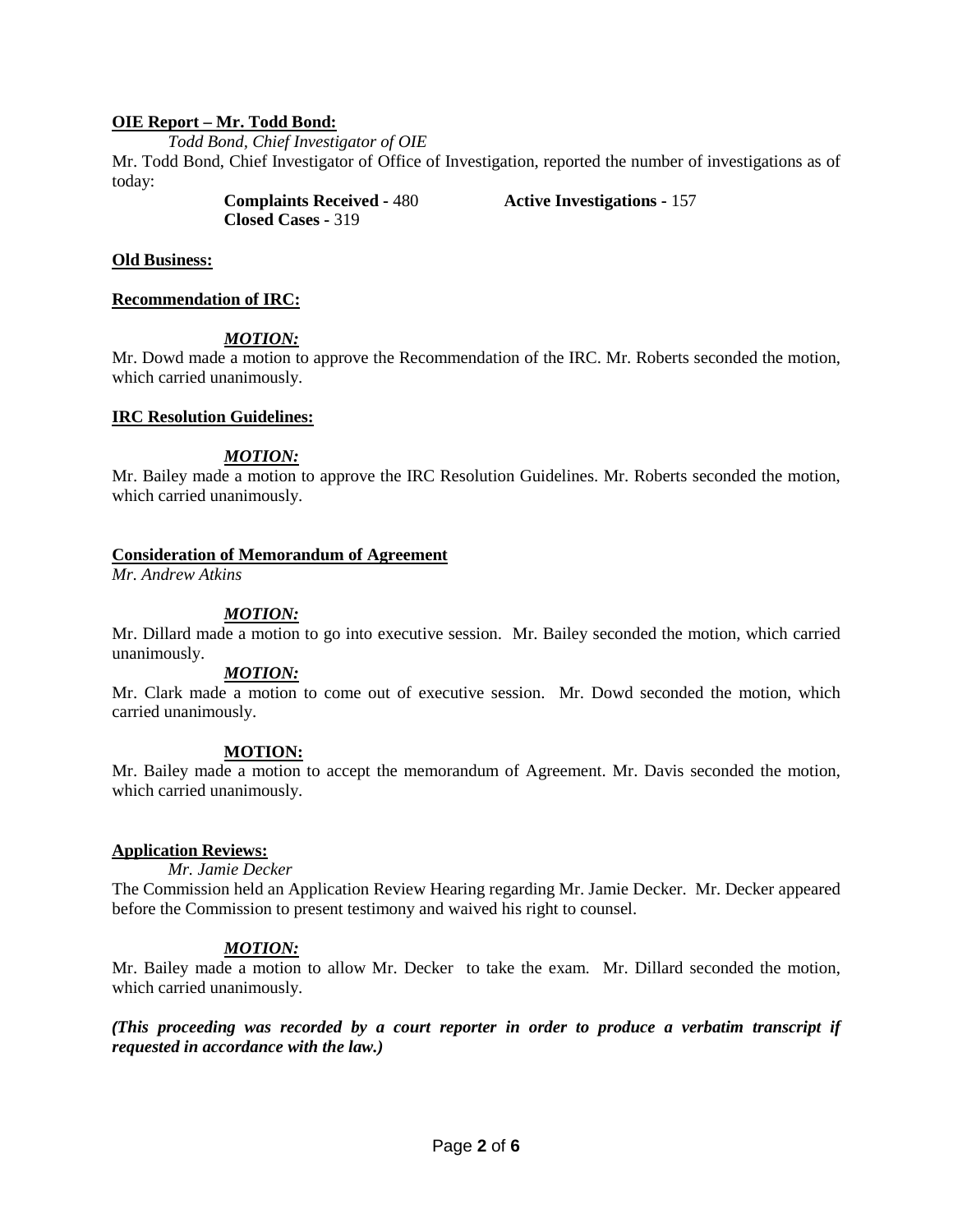**OIE Report – Mr. Todd Bond:**

*Todd Bond, Chief Investigator of OIE*

Mr. Todd Bond, Chief Investigator of Office of Investigation, reported the number of investigations as of today:

**Complaints Received -** 480 **Active Investigations -** 157
**Closed Cases -** 319

**Old Business:**

**Recommendation of IRC:**

***MOTION:***

Mr. Dowd made a motion to approve the Recommendation of the IRC. Mr. Roberts seconded the motion, which carried unanimously.

**IRC Resolution Guidelines:**

***MOTION:***

Mr. Bailey made a motion to approve the IRC Resolution Guidelines. Mr. Roberts seconded the motion, which carried unanimously.

**Consideration of Memorandum of Agreement**

*Mr. Andrew Atkins*

***MOTION:***

Mr. Dillard made a motion to go into executive session. Mr. Bailey seconded the motion, which carried unanimously.

***MOTION:***

Mr. Clark made a motion to come out of executive session. Mr. Dowd seconded the motion, which carried unanimously.

**MOTION:**

Mr. Bailey made a motion to accept the memorandum of Agreement. Mr. Davis seconded the motion, which carried unanimously.

**Application Reviews:**

*Mr. Jamie Decker*

The Commission held an Application Review Hearing regarding Mr. Jamie Decker. Mr. Decker appeared before the Commission to present testimony and waived his right to counsel.

***MOTION:***

Mr. Bailey made a motion to allow Mr. Decker to take the exam. Mr. Dillard seconded the motion, which carried unanimously.

***(This proceeding was recorded by a court reporter in order to produce a verbatim transcript if requested in accordance with the law.)***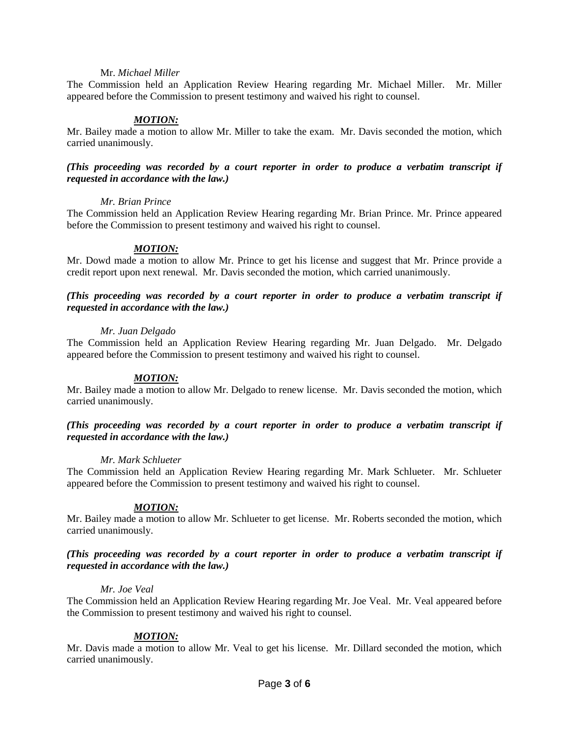Mr. *Michael Miller*

The Commission held an Application Review Hearing regarding Mr. Michael Miller. Mr. Miller appeared before the Commission to present testimony and waived his right to counsel.

***MOTION:***

Mr. Bailey made a motion to allow Mr. Miller to take the exam. Mr. Davis seconded the motion, which carried unanimously.

***(This proceeding was recorded by a court reporter in order to produce a verbatim transcript if requested in accordance with the law.)***

*Mr. Brian Prince*

The Commission held an Application Review Hearing regarding Mr. Brian Prince. Mr. Prince appeared before the Commission to present testimony and waived his right to counsel.

***MOTION:***

Mr. Dowd made a motion to allow Mr. Prince to get his license and suggest that Mr. Prince provide a credit report upon next renewal. Mr. Davis seconded the motion, which carried unanimously.

***(This proceeding was recorded by a court reporter in order to produce a verbatim transcript if requested in accordance with the law.)***

*Mr. Juan Delgado*

The Commission held an Application Review Hearing regarding Mr. Juan Delgado. Mr. Delgado appeared before the Commission to present testimony and waived his right to counsel.

***MOTION:***

Mr. Bailey made a motion to allow Mr. Delgado to renew license. Mr. Davis seconded the motion, which carried unanimously.

***(This proceeding was recorded by a court reporter in order to produce a verbatim transcript if requested in accordance with the law.)***

*Mr. Mark Schlueter*

The Commission held an Application Review Hearing regarding Mr. Mark Schlueter. Mr. Schlueter appeared before the Commission to present testimony and waived his right to counsel.

***MOTION:***

Mr. Bailey made a motion to allow Mr. Schlueter to get license. Mr. Roberts seconded the motion, which carried unanimously.

***(This proceeding was recorded by a court reporter in order to produce a verbatim transcript if requested in accordance with the law.)***

*Mr. Joe Veal*

The Commission held an Application Review Hearing regarding Mr. Joe Veal. Mr. Veal appeared before the Commission to present testimony and waived his right to counsel.

***MOTION:***

Mr. Davis made a motion to allow Mr. Veal to get his license. Mr. Dillard seconded the motion, which carried unanimously.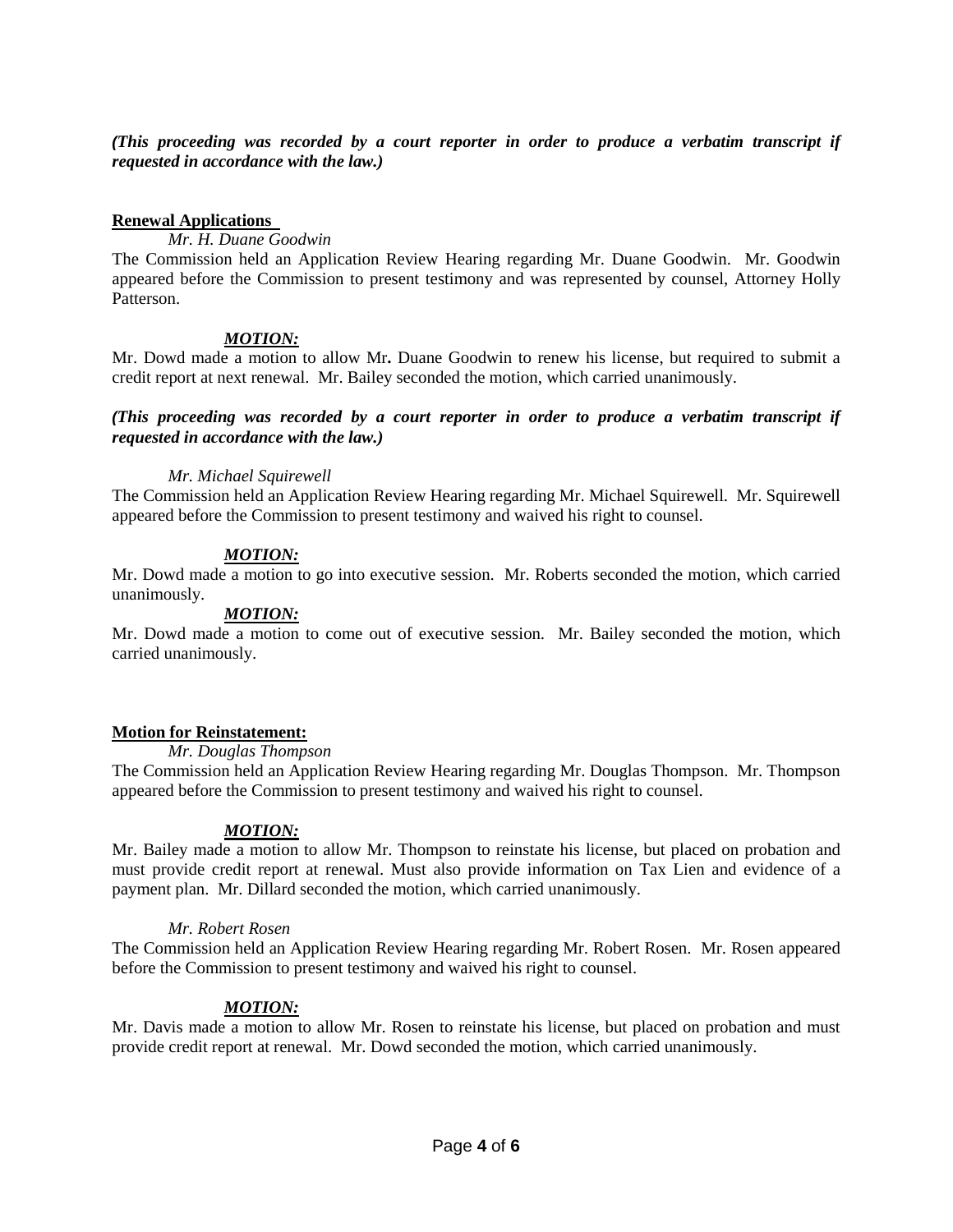***(This proceeding was recorded by a court reporter in order to produce a verbatim transcript if requested in accordance with the law.)***

**Renewal Applications**

*Mr. H. Duane Goodwin*

The Commission held an Application Review Hearing regarding Mr. Duane Goodwin. Mr. Goodwin appeared before the Commission to present testimony and was represented by counsel, Attorney Holly Patterson.

***MOTION:***

Mr. Dowd made a motion to allow Mr**.** Duane Goodwin to renew his license, but required to submit a credit report at next renewal. Mr. Bailey seconded the motion, which carried unanimously.

***(This proceeding was recorded by a court reporter in order to produce a verbatim transcript if requested in accordance with the law.)***

*Mr. Michael Squirewell*

The Commission held an Application Review Hearing regarding Mr. Michael Squirewell. Mr. Squirewell appeared before the Commission to present testimony and waived his right to counsel.

***MOTION:***

Mr. Dowd made a motion to go into executive session. Mr. Roberts seconded the motion, which carried unanimously.

***MOTION:***

Mr. Dowd made a motion to come out of executive session. Mr. Bailey seconded the motion, which carried unanimously.

**Motion for Reinstatement:**

*Mr. Douglas Thompson*

The Commission held an Application Review Hearing regarding Mr. Douglas Thompson. Mr. Thompson appeared before the Commission to present testimony and waived his right to counsel.

***MOTION:***

Mr. Bailey made a motion to allow Mr. Thompson to reinstate his license, but placed on probation and must provide credit report at renewal. Must also provide information on Tax Lien and evidence of a payment plan. Mr. Dillard seconded the motion, which carried unanimously.

*Mr. Robert Rosen*

The Commission held an Application Review Hearing regarding Mr. Robert Rosen. Mr. Rosen appeared before the Commission to present testimony and waived his right to counsel.

***MOTION:***

Mr. Davis made a motion to allow Mr. Rosen to reinstate his license, but placed on probation and must provide credit report at renewal. Mr. Dowd seconded the motion, which carried unanimously.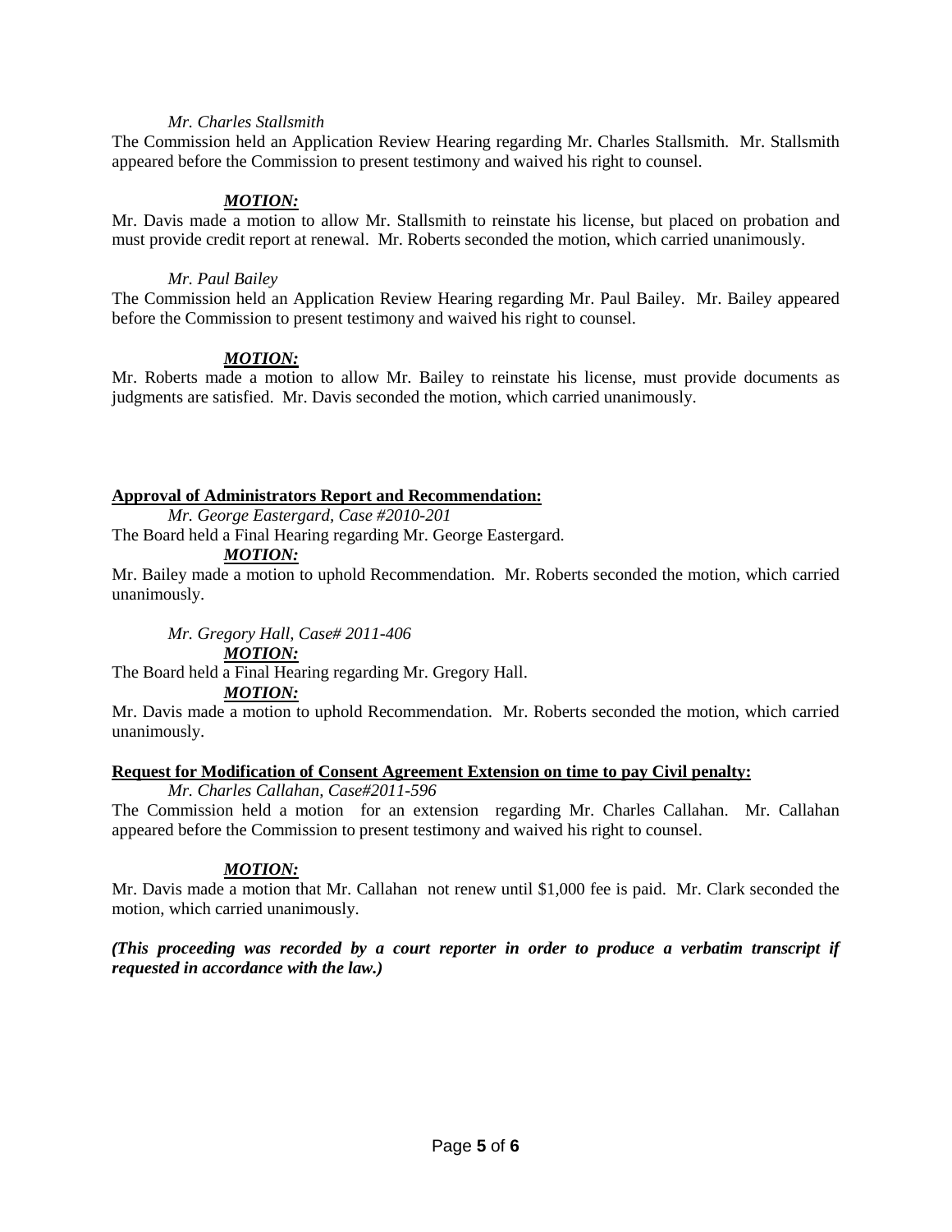*Mr. Charles Stallsmith*

The Commission held an Application Review Hearing regarding Mr. Charles Stallsmith. Mr. Stallsmith appeared before the Commission to present testimony and waived his right to counsel.

***MOTION:***

Mr. Davis made a motion to allow Mr. Stallsmith to reinstate his license, but placed on probation and must provide credit report at renewal. Mr. Roberts seconded the motion, which carried unanimously.

*Mr. Paul Bailey*

The Commission held an Application Review Hearing regarding Mr. Paul Bailey. Mr. Bailey appeared before the Commission to present testimony and waived his right to counsel.

***MOTION:***

Mr. Roberts made a motion to allow Mr. Bailey to reinstate his license, must provide documents as judgments are satisfied. Mr. Davis seconded the motion, which carried unanimously.

**Approval of Administrators Report and Recommendation:**

*Mr. George Eastergard, Case #2010-201*

The Board held a Final Hearing regarding Mr. George Eastergard.

***MOTION:***

Mr. Bailey made a motion to uphold Recommendation. Mr. Roberts seconded the motion, which carried unanimously.

*Mr. Gregory Hall, Case# 2011-406*

***MOTION:***

The Board held a Final Hearing regarding Mr. Gregory Hall.

***MOTION:***

Mr. Davis made a motion to uphold Recommendation. Mr. Roberts seconded the motion, which carried unanimously.

**Request for Modification of Consent Agreement Extension on time to pay Civil penalty:**

*Mr. Charles Callahan, Case#2011-596*

The Commission held a motion for an extension regarding Mr. Charles Callahan. Mr. Callahan appeared before the Commission to present testimony and waived his right to counsel.

***MOTION:***

Mr. Davis made a motion that Mr. Callahan not renew until $1,000 fee is paid. Mr. Clark seconded the motion, which carried unanimously.

***(This proceeding was recorded by a court reporter in order to produce a verbatim transcript if requested in accordance with the law.)***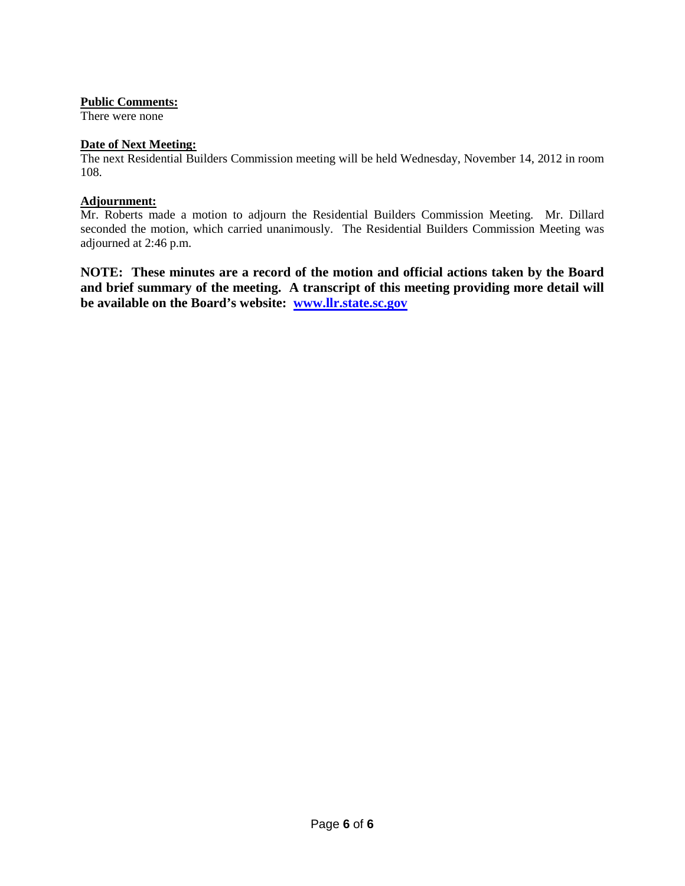**Public Comments:**
There were none

**Date of Next Meeting:**
The next Residential Builders Commission meeting will be held Wednesday, November 14, 2012 in room 108.

**Adjournment:**
Mr. Roberts made a motion to adjourn the Residential Builders Commission Meeting. Mr. Dillard seconded the motion, which carried unanimously. The Residential Builders Commission Meeting was adjourned at 2:46 p.m.

**NOTE: These minutes are a record of the motion and official actions taken by the Board and brief summary of the meeting. A transcript of this meeting providing more detail will be available on the Board's website: [www.llr.state.sc.gov](http://www.llr.state.sc.gov)**